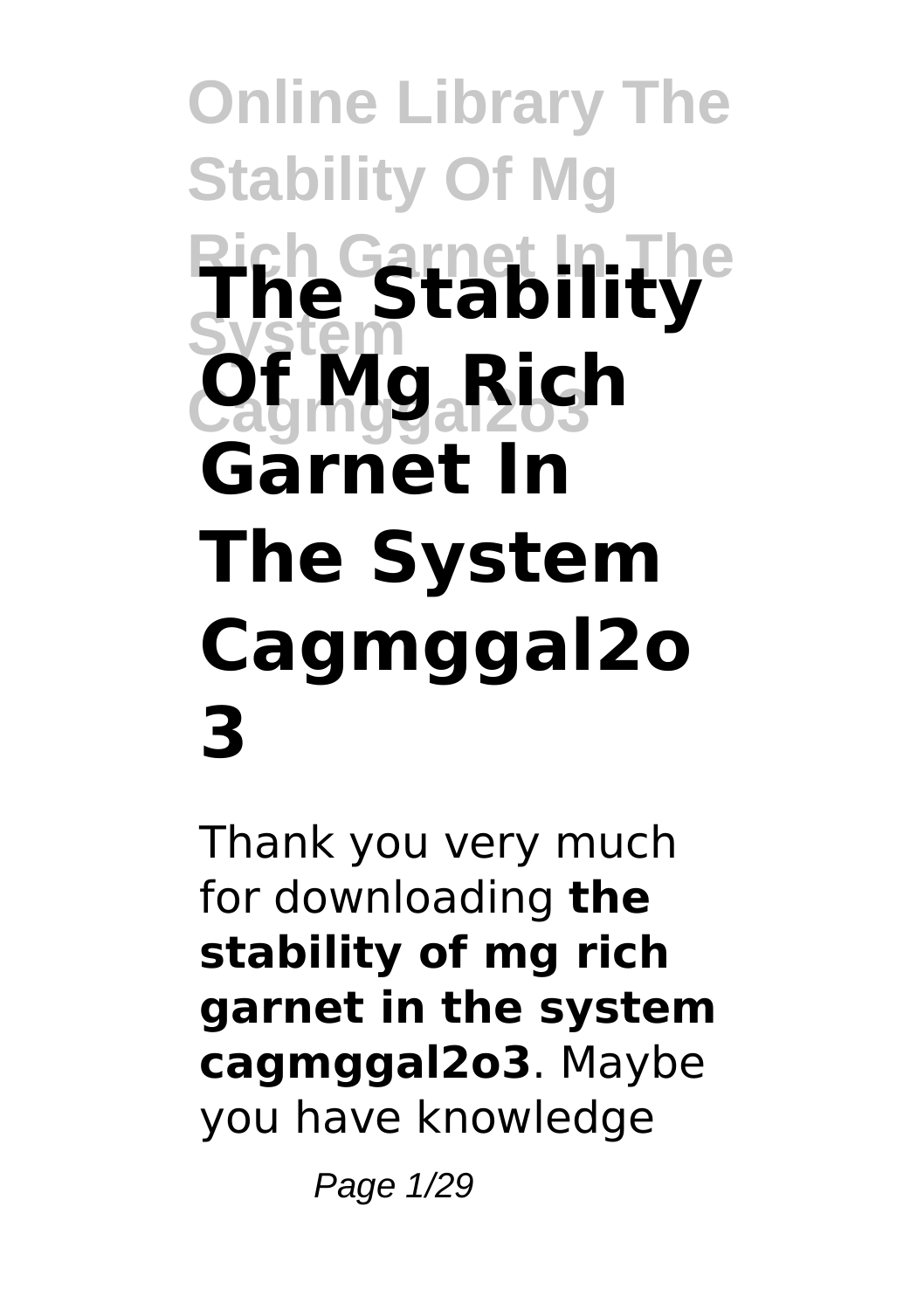# The Stability Of Mg Rich Garnet In The System Cagmggal2o3

Thank you very much for downloading **the stability of mg rich garnet in the system cagmggal2o3**. Maybe you have knowledge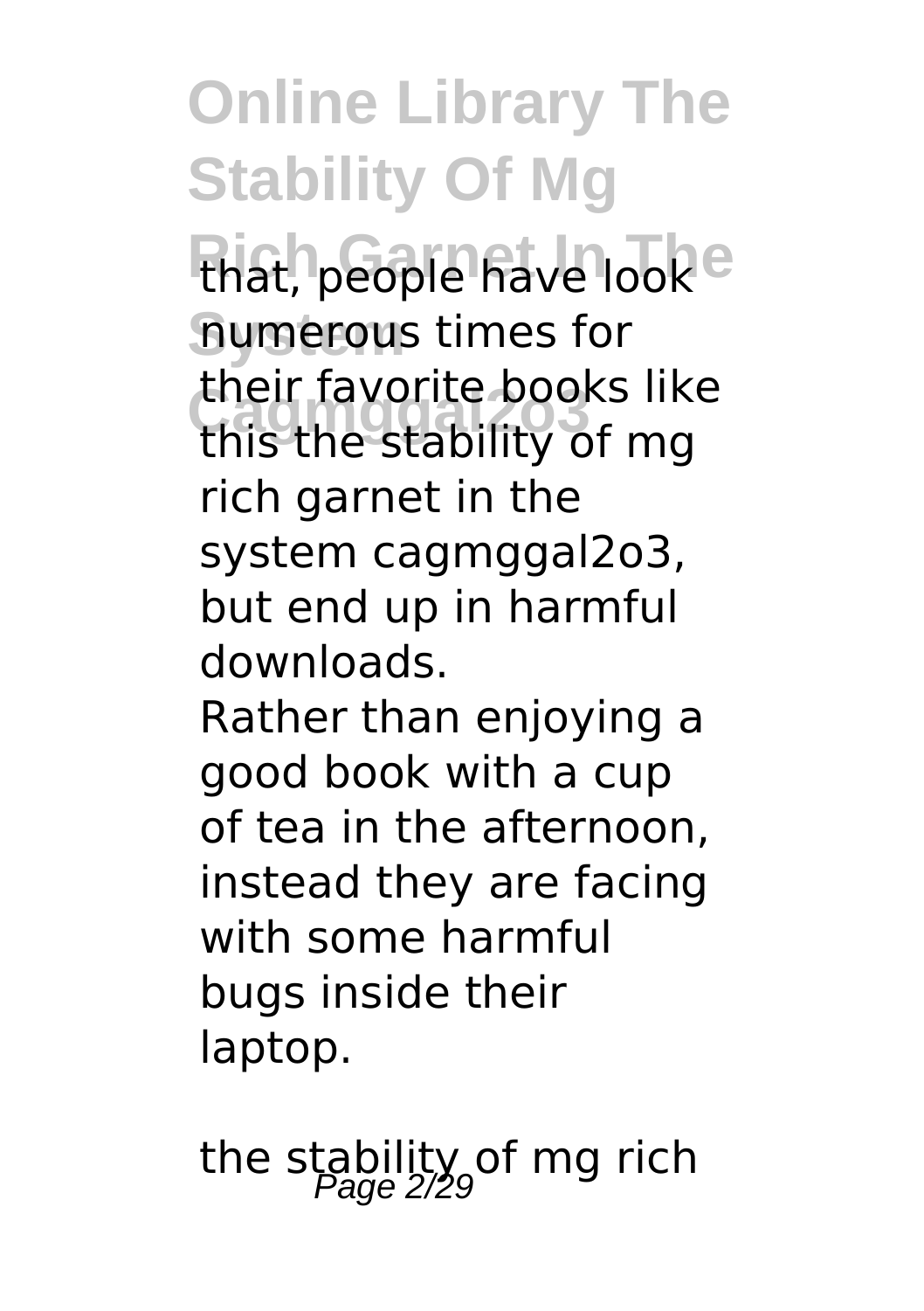that, people have look numerous times for their favorite books like this the stability of mg rich garnet in the system cagmggal2o3, but end up in harmful downloads.

Rather than enjoying a good book with a cup of tea in the afternoon, instead they are facing with some harmful bugs inside their laptop.

the stability of mg rich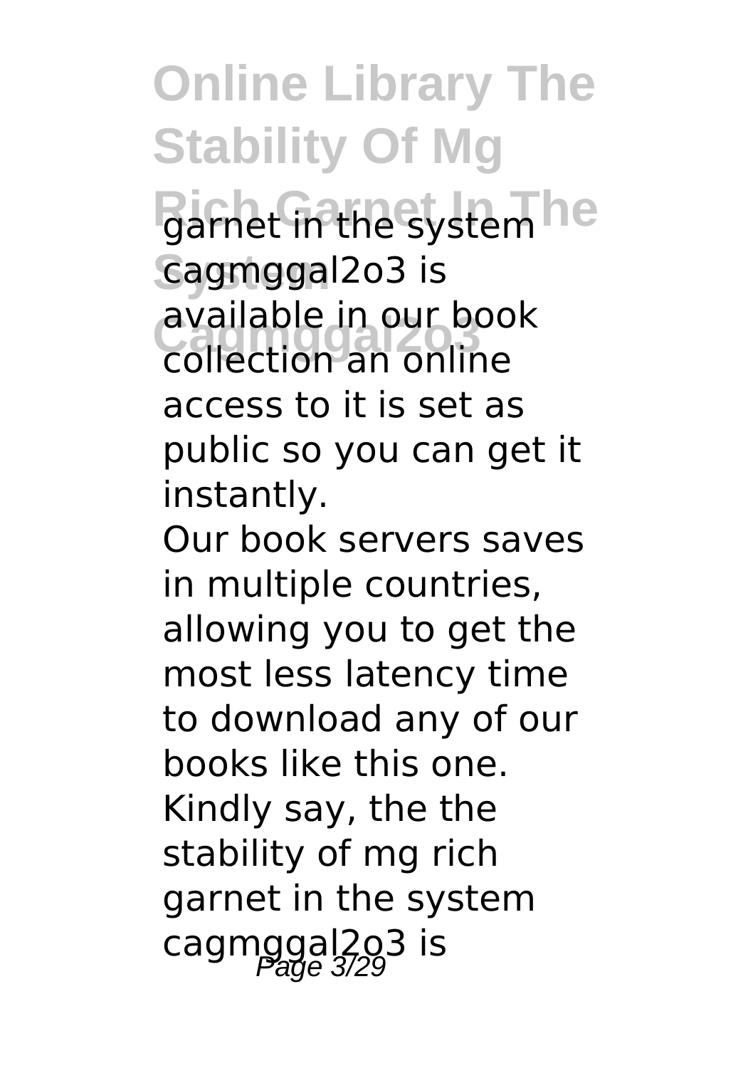garnet in the system cagmggal2o3 is available in our book collection an online access to it is set as public so you can get it instantly.

Our book servers saves in multiple countries, allowing you to get the most less latency time to download any of our books like this one. Kindly say, the the stability of mg rich garnet in the system cagmggal2o3 is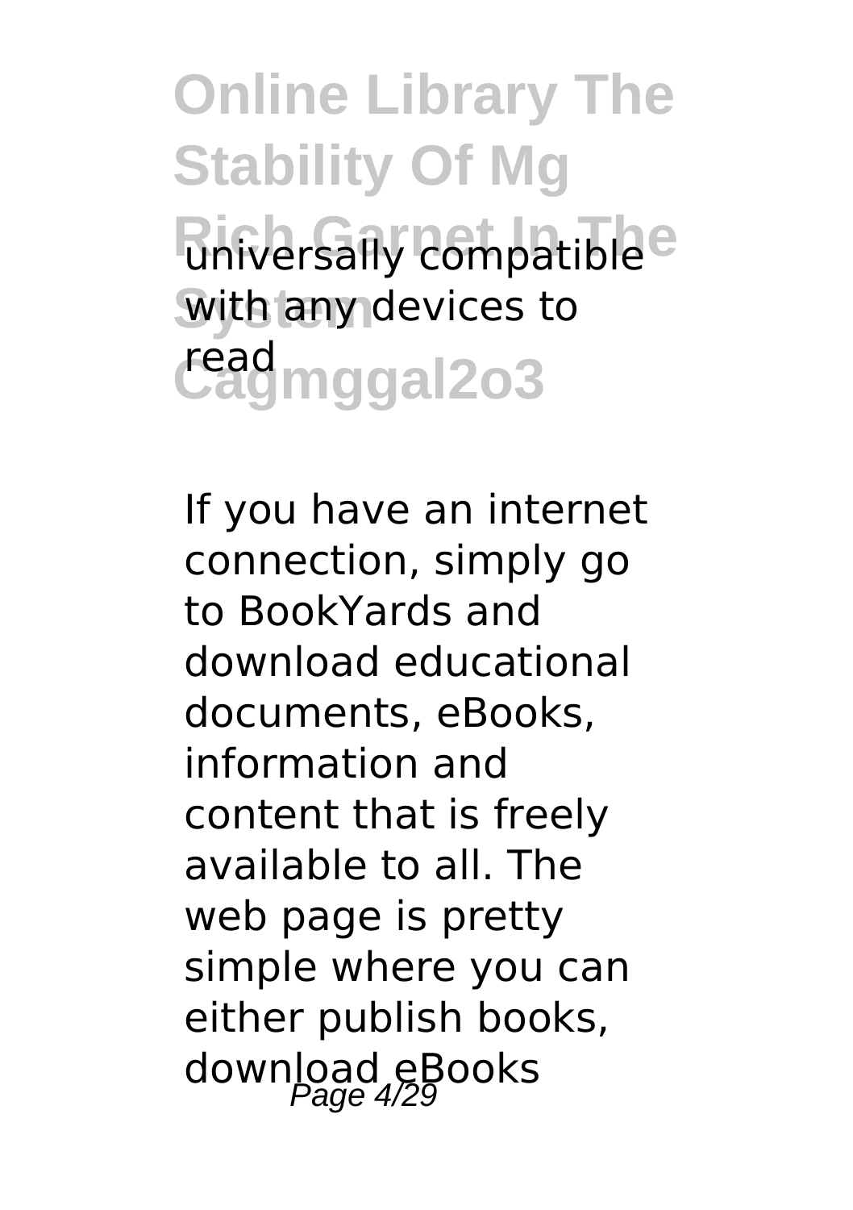universally compatible with any devices to read

If you have an internet connection, simply go to BookYards and download educational documents, eBooks, information and content that is freely available to all. The web page is pretty simple where you can either publish books, download eBooks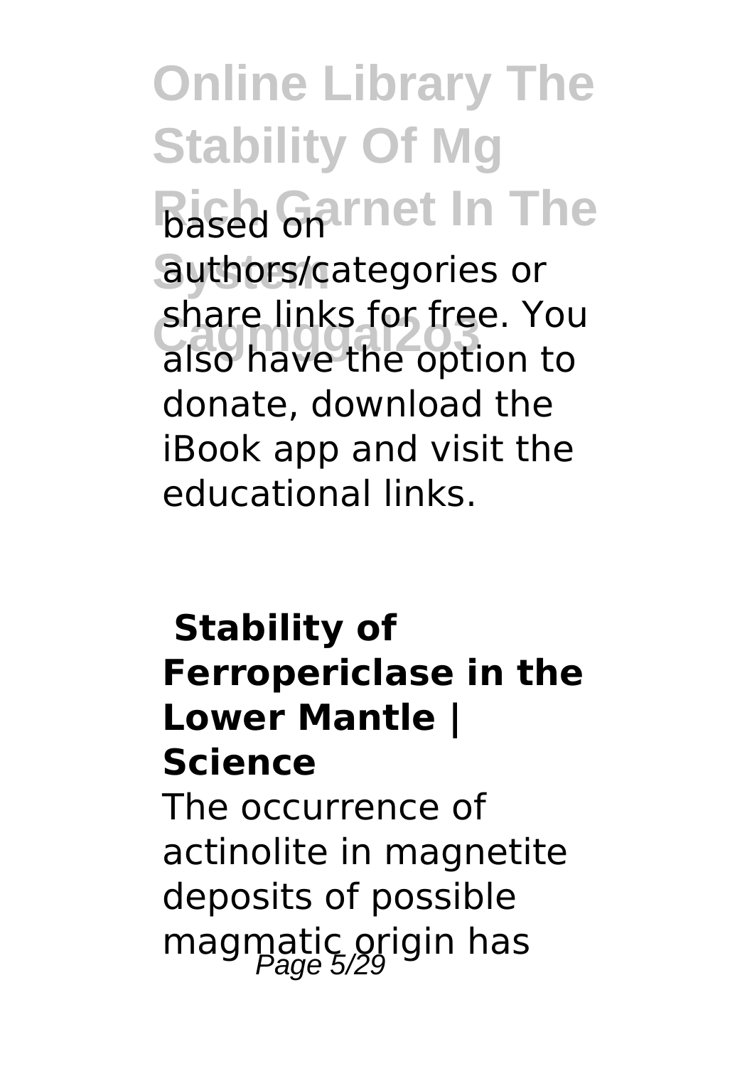based on authors/categories or share links for free. You also have the option to donate, download the iBook app and visit the educational links.

### Stability of Ferropericlase in the Lower Mantle | Science

The occurrence of actinolite in magnetite deposits of possible magmatic origin has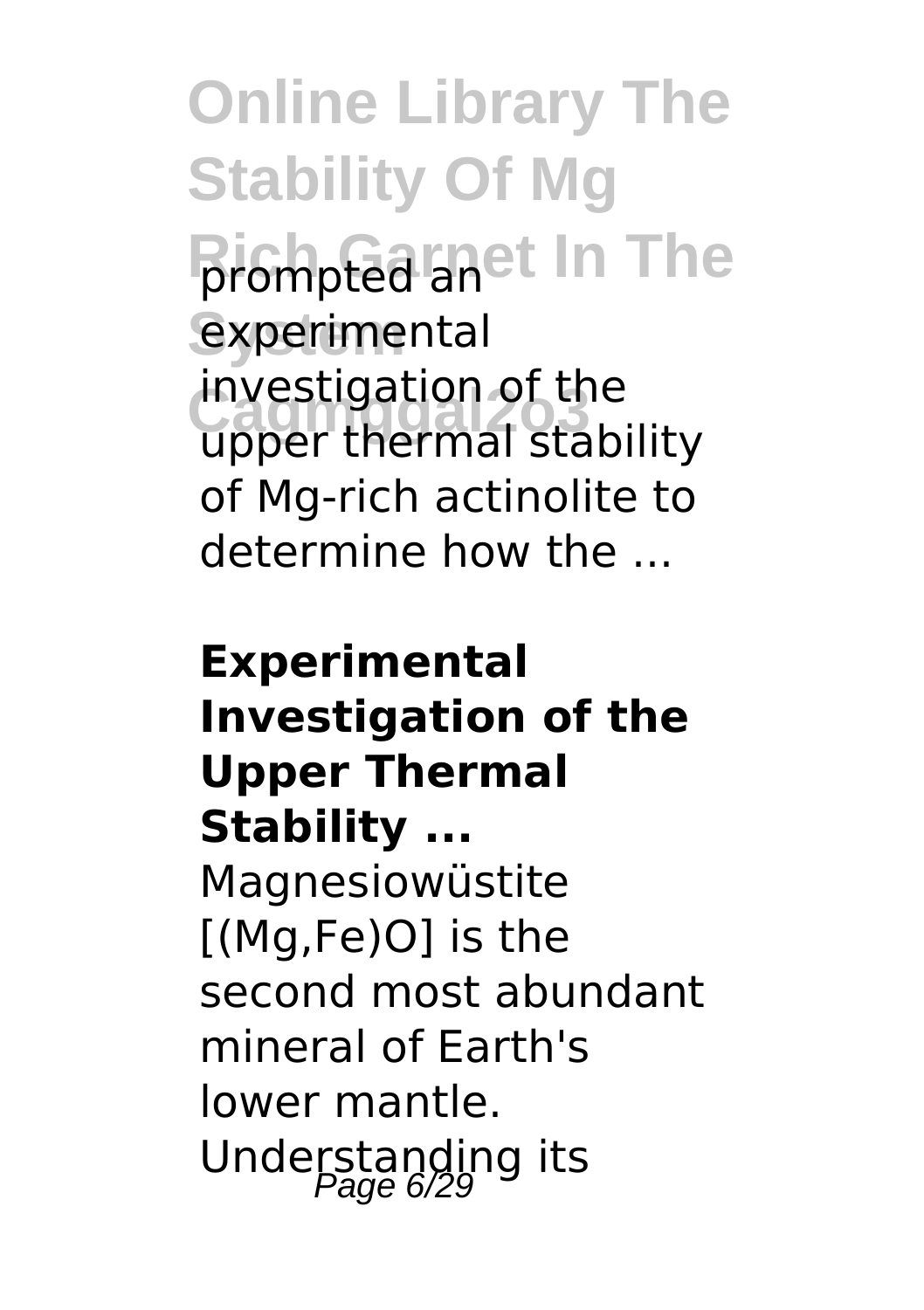prompted an experimental investigation of the upper thermal stability of Mg-rich actinolite to determine how the ...

**Experimental Investigation of the Upper Thermal Stability ...**

Magnesiowüstite [(Mg,Fe)O] is the second most abundant mineral of Earth's lower mantle. Understanding its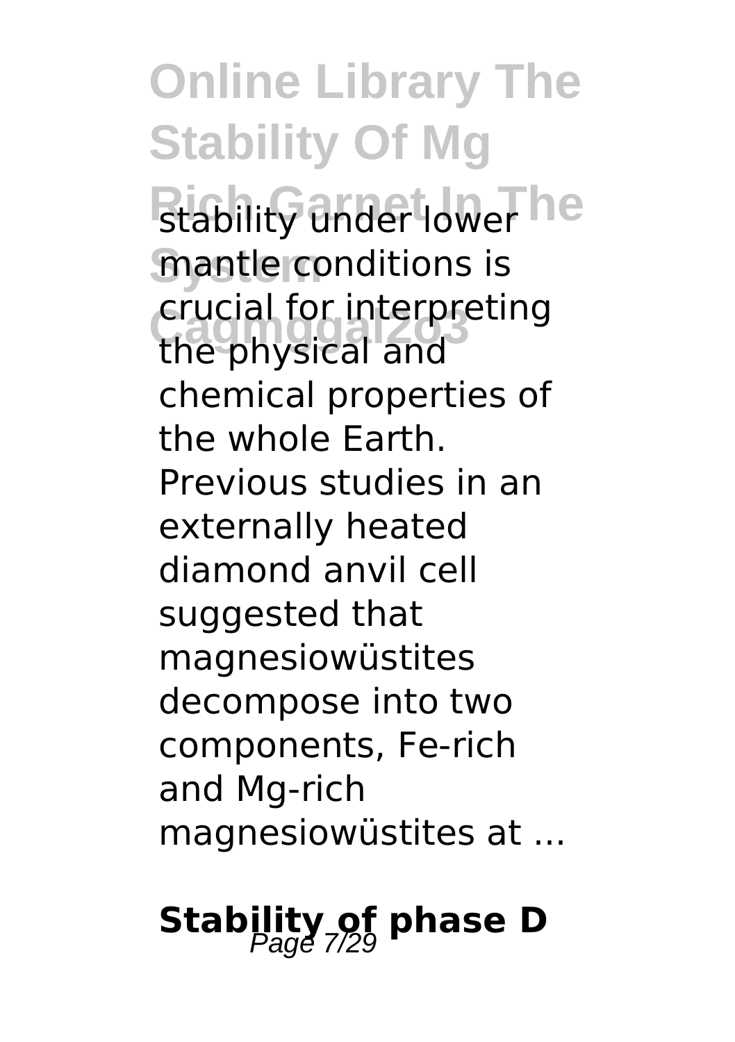stability under lower mantle conditions is crucial for interpreting the physical and chemical properties of the whole Earth. Previous studies in an externally heated diamond anvil cell suggested that magnesiowüstites decompose into two components, Fe-rich and Mg-rich magnesiowüstites at ...

## Stability of phase D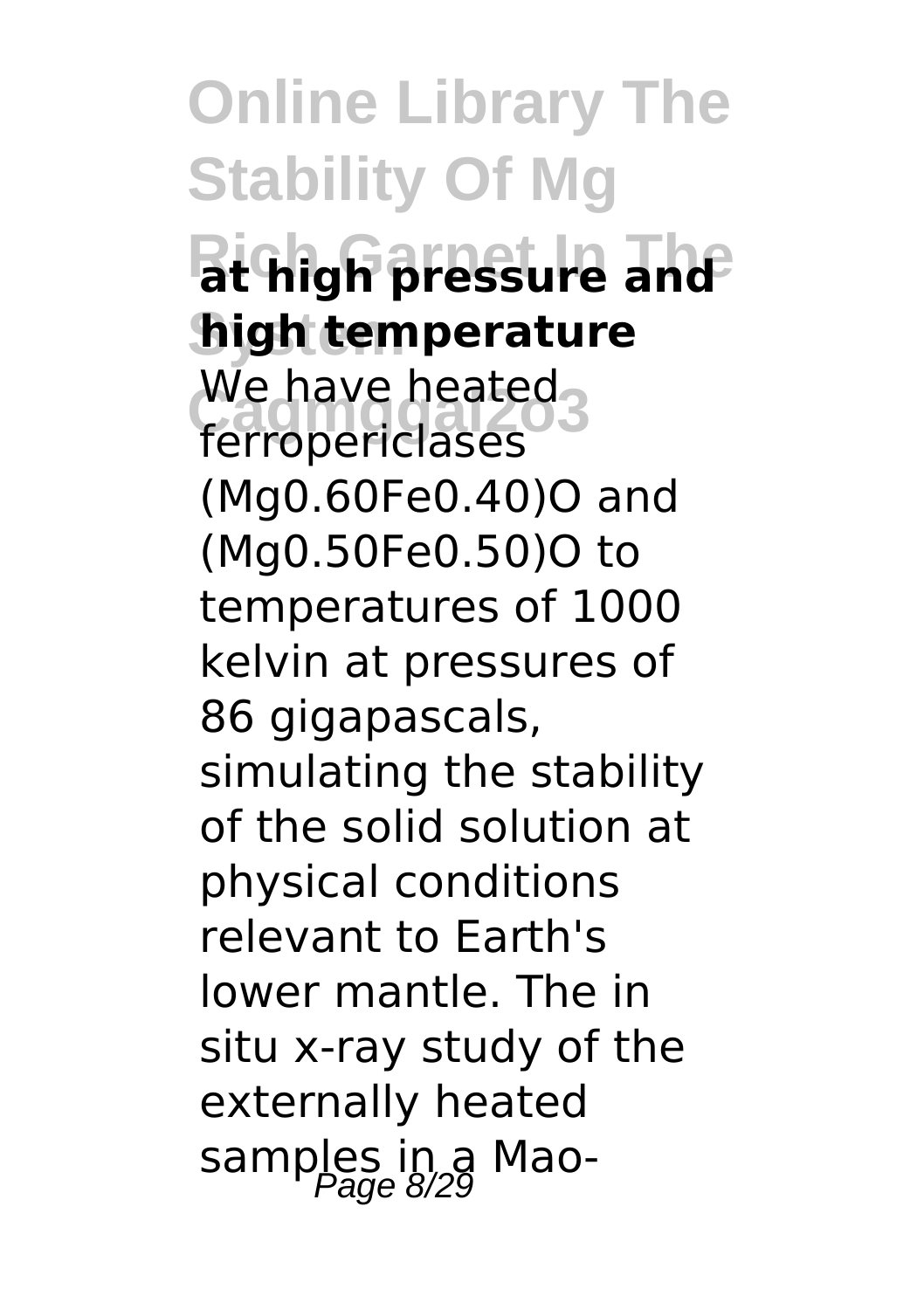**at high pressure and high temperature**

We have heated ferropericlases $(Mg_{0.60}Fe_{0.40})O$ and $(Mg_{0.50}Fe_{0.50})O$ to temperatures of 1000 kelvin at pressures of 86 gigapascals, simulating the stability of the solid solution at physical conditions relevant to Earth's lower mantle. The in situ x-ray study of the externally heated samples in a Mao-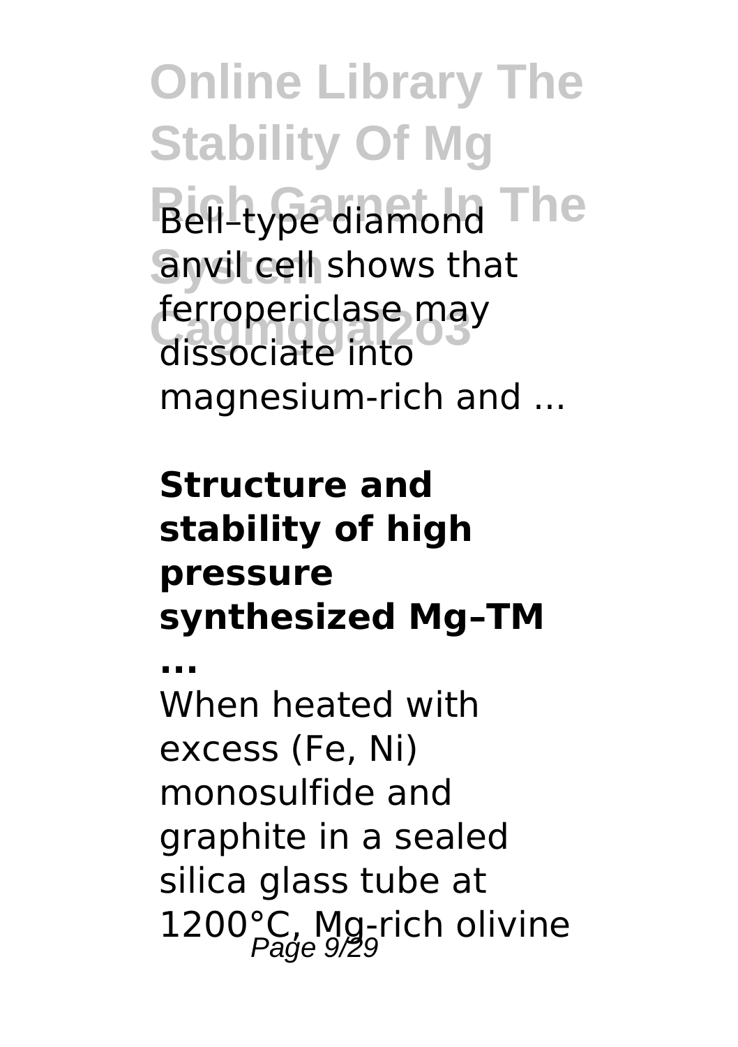Bell–type diamond anvil cell shows that ferropericlase may dissociate into magnesium-rich and ...

**Structure and stability of high pressure synthesized Mg–TM ...**

When heated with excess (Fe, Ni) monosulfide and graphite in a sealed silica glass tube at 1200°C, Mg-rich olivine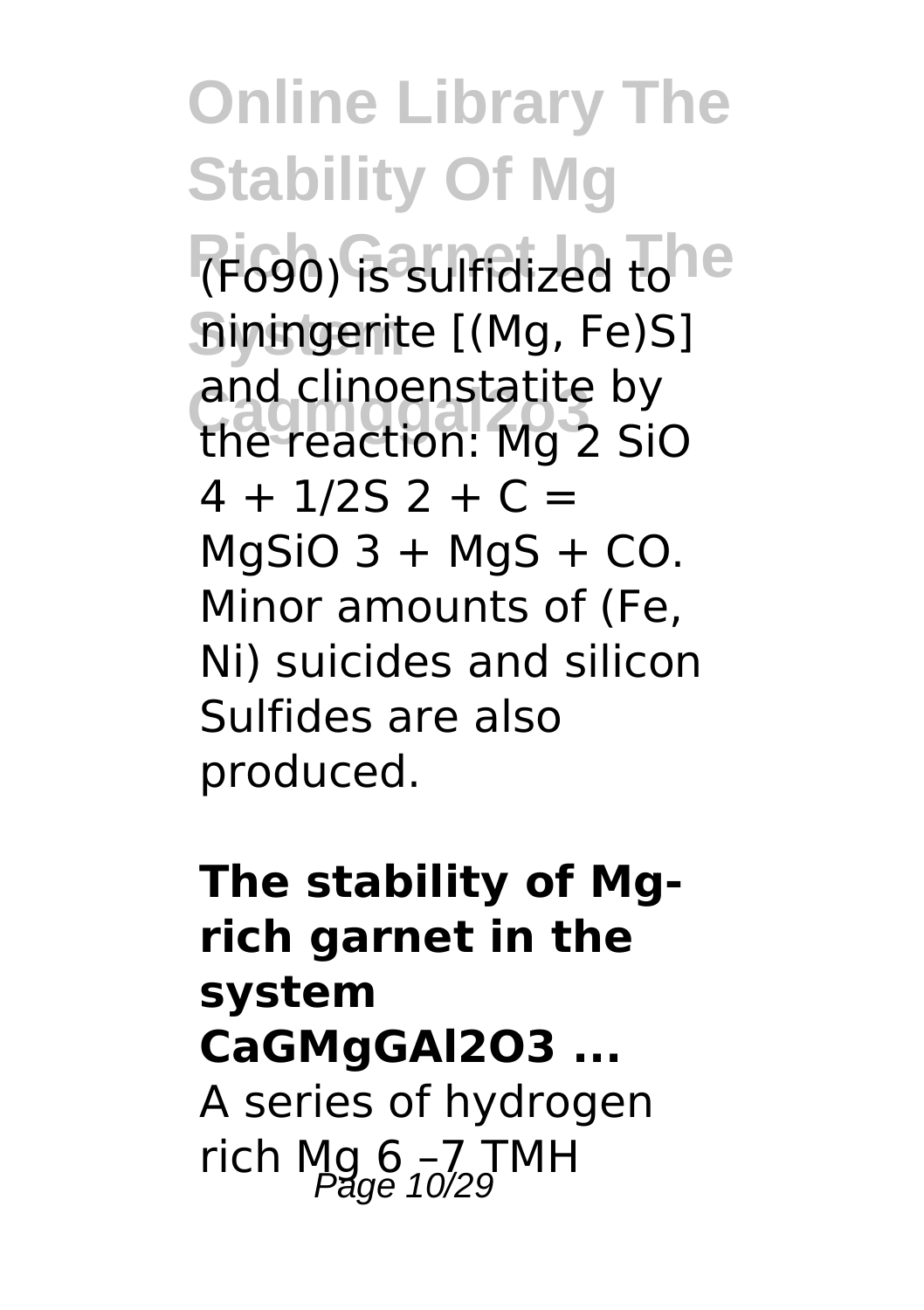(Fo90) is sulfidized to niningerite [(Mg, Fe)S] and clinoenstatite by the reaction: $Mg_2SiO_4 + 1/2S_2 + C = MgSiO_3 + MgS + CO$. Minor amounts of (Fe, Ni) suicides and silicon Sulfides are also produced.

**The stability of Mg-rich garnet in the system CaGMgGAl2O3 ...**

A series of hydrogen rich Mg 6 –7 TMH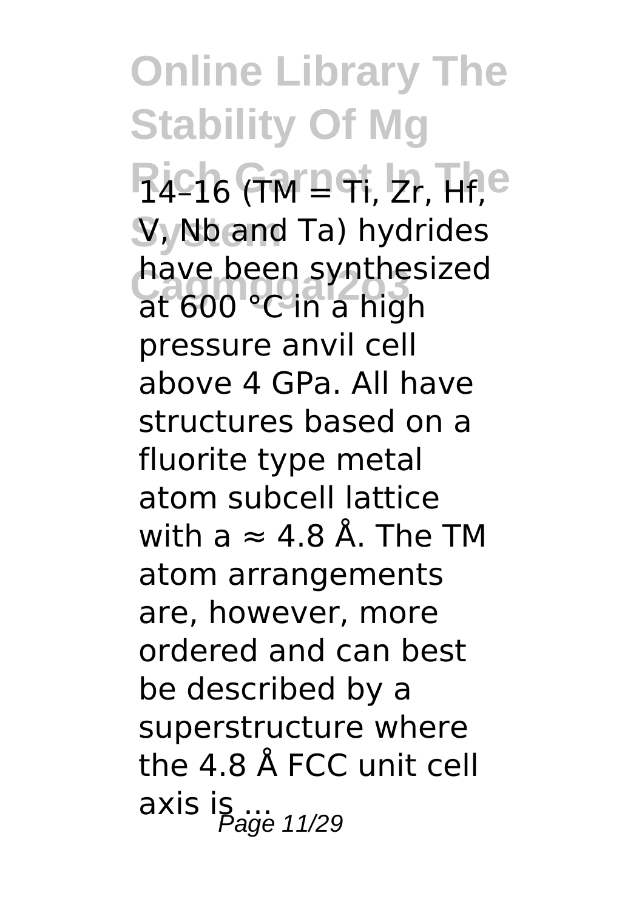14–16 (TM = Ti, Zr, Hf, V, Nb and Ta) hydrides have been synthesized at 600 °C in a high pressure anvil cell above 4 GPa. All have structures based on a fluorite type metal atom subcell lattice with a ≈ 4.8 Å. The TM atom arrangements are, however, more ordered and can best be described by a superstructure where the 4.8 Å FCC unit cell axis is ...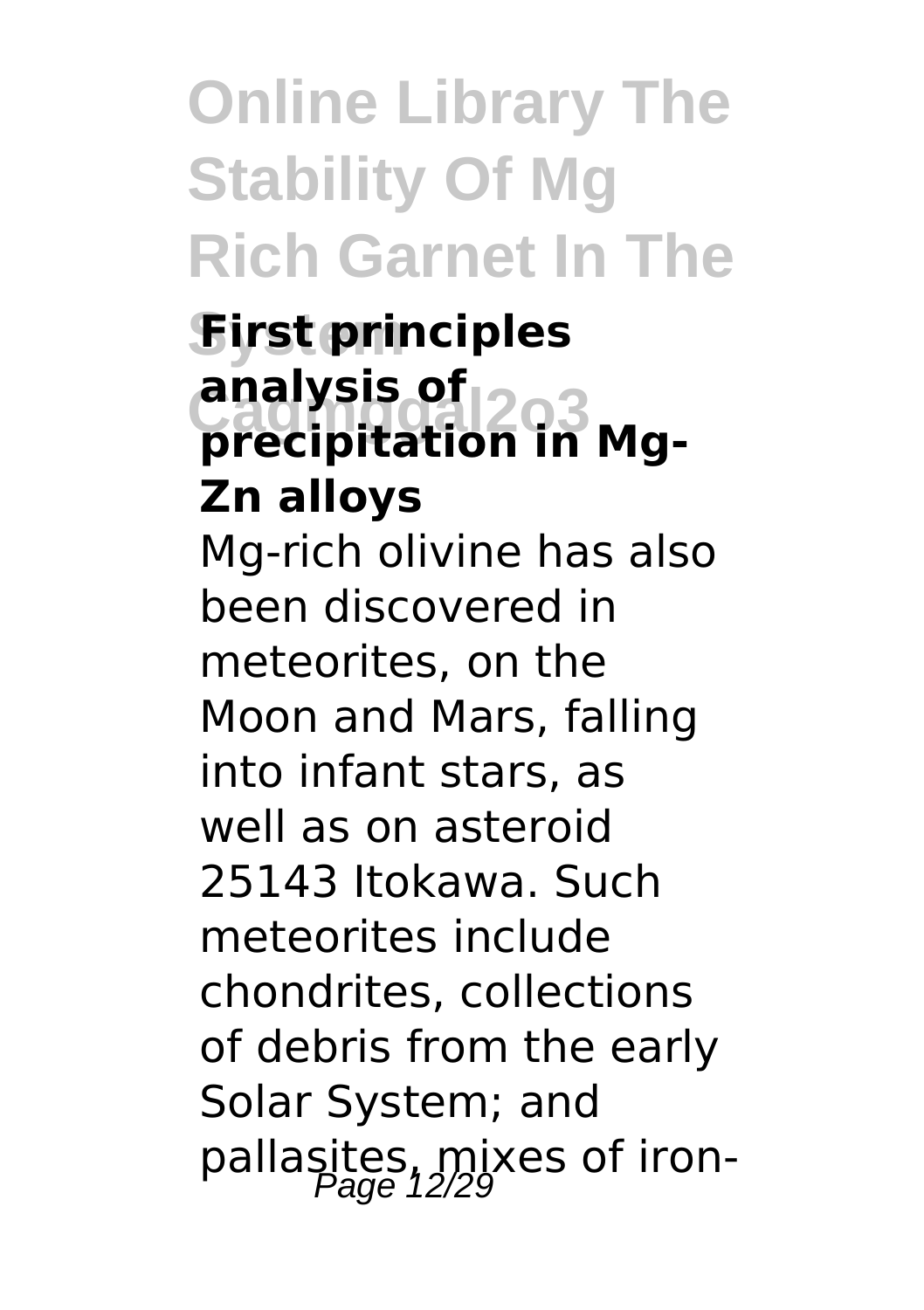### First principles analysis of precipitation in Mg-Zn alloys

Mg-rich olivine has also been discovered in meteorites, on the Moon and Mars, falling into infant stars, as well as on asteroid 25143 Itokawa. Such meteorites include chondrites, collections of debris from the early Solar System; and pallasites, mixes of iron-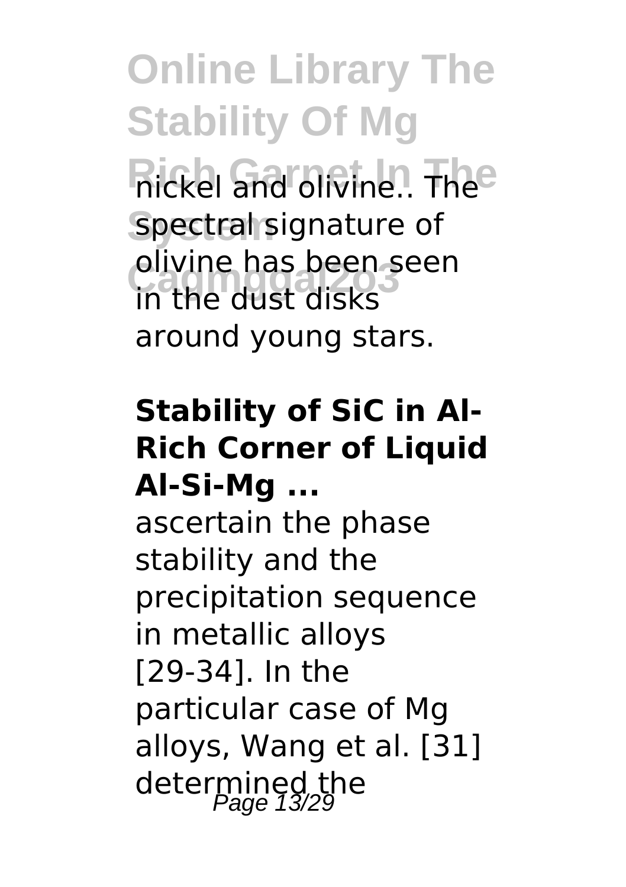nickel and olivine.. The spectral signature of olivine has been seen in the dust disks around young stars.

**Stability of SiC in Al-Rich Corner of Liquid Al-Si-Mg ...**

ascertain the phase stability and the precipitation sequence in metallic alloys [29-34]. In the particular case of Mg alloys, Wang et al. [31] determined the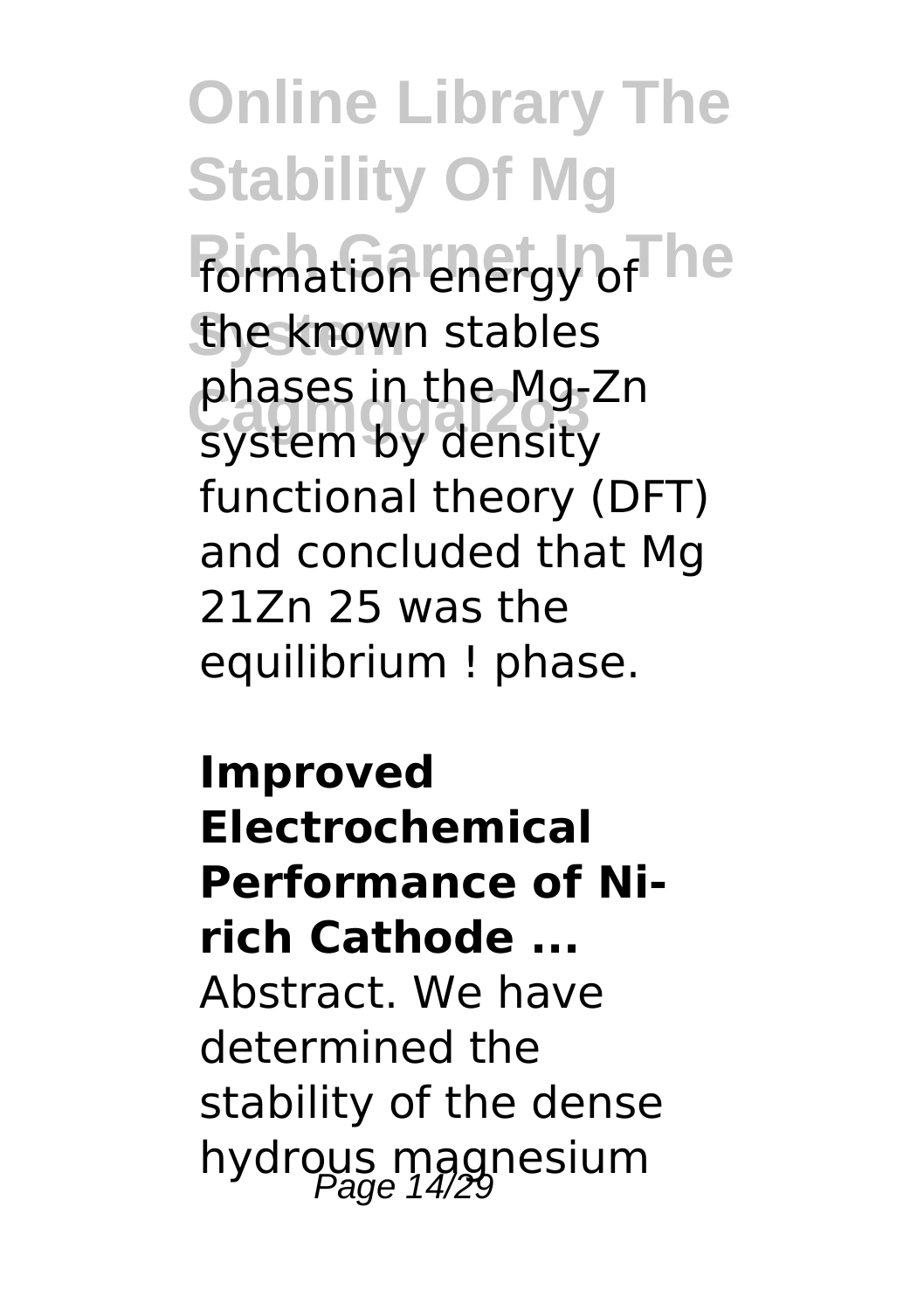formation energy of the known stables phases in the Mg-Zn system by density functional theory (DFT) and concluded that Mg 21Zn 25 was the equilibrium ! phase.

**Improved Electrochemical Performance of Ni-rich Cathode ...**

Abstract. We have determined the stability of the dense hydrous magnesium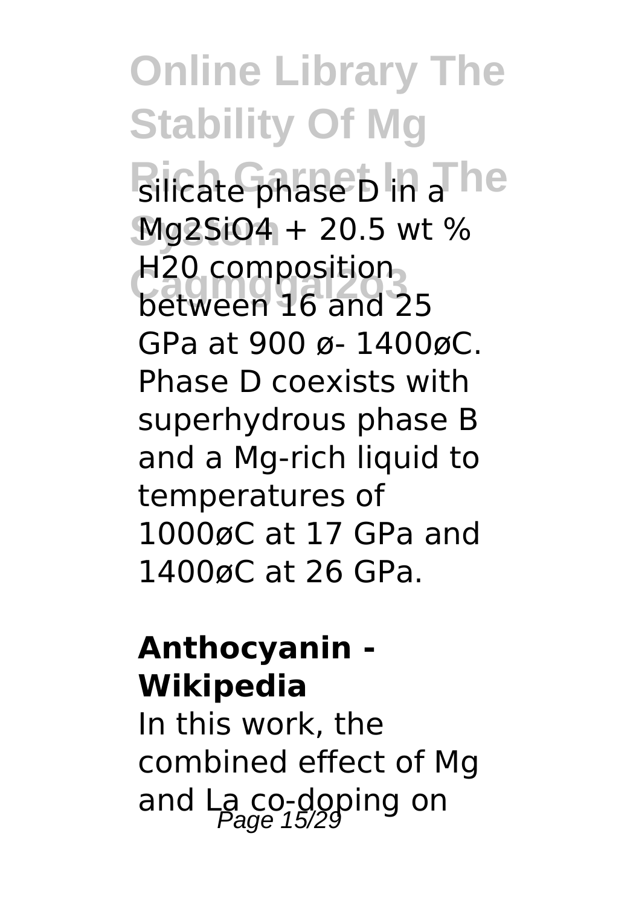silicate phase D in a $Mg_2SiO_4$ + 20.5 wt % H20 composition between 16 and 25 GPa at 900 ø- 1400øC. Phase D coexists with superhydrous phase B and a Mg-rich liquid to temperatures of 1000øC at 17 GPa and 1400øC at 26 GPa.

**Anthocyanin - Wikipedia**

In this work, the combined effect of Mg and La co-doping on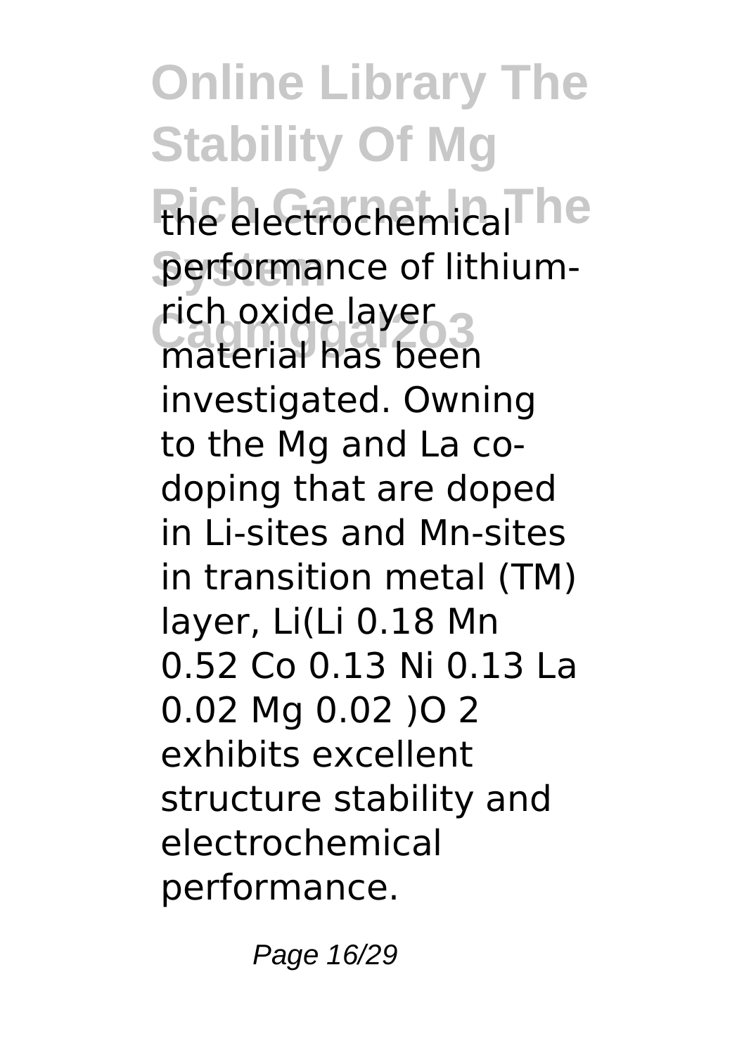the electrochemical performance of lithium-rich oxide layer material has been investigated. Owning to the Mg and La co-doping that are doped in Li-sites and Mn-sites in transition metal (TM) layer, $Li(Li_{0.18} Mn_{0.52} Co_{0.13} Ni_{0.13} La_{0.02} Mg_{0.02})O_2$ exhibits excellent structure stability and electrochemical performance.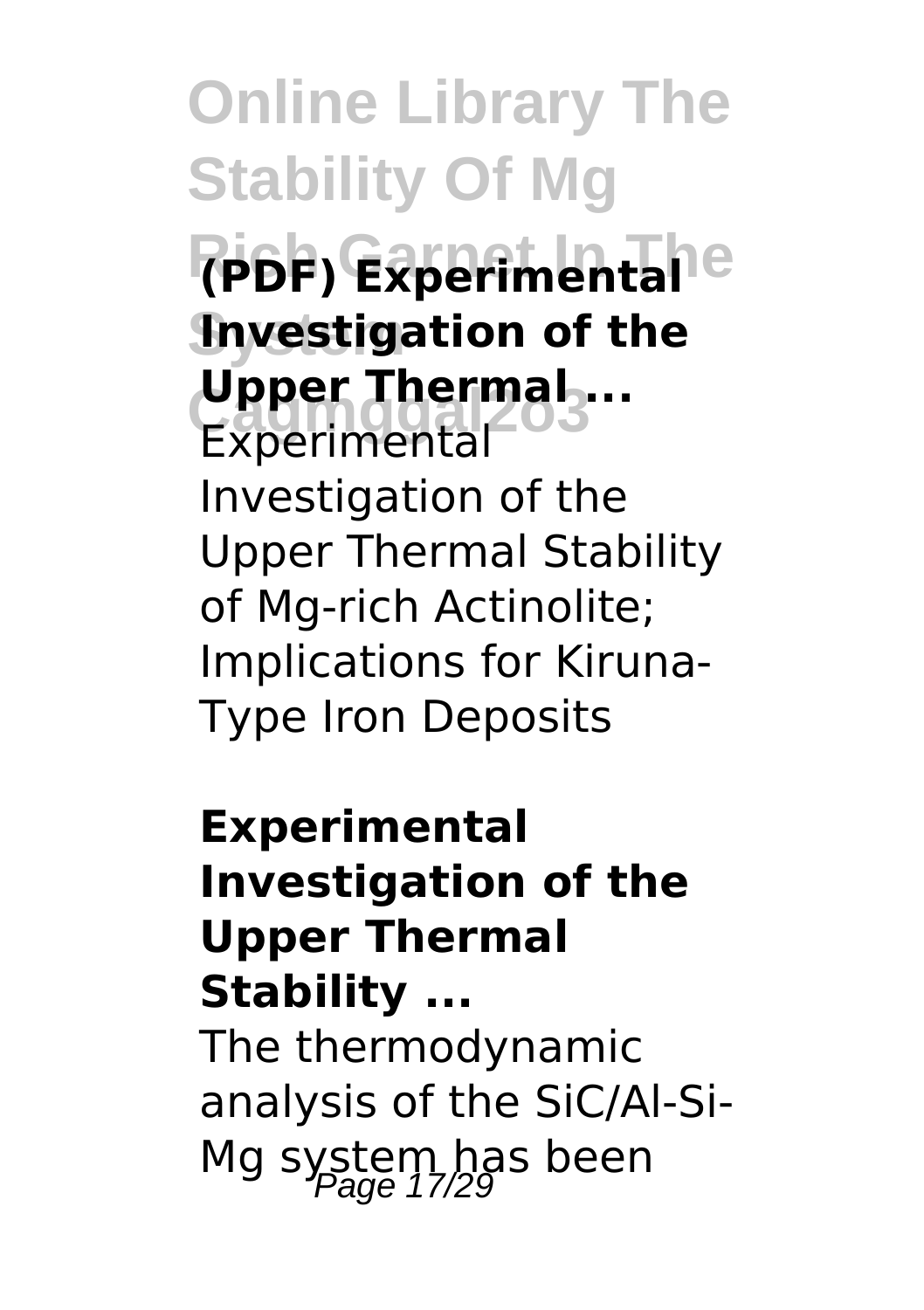**(PDF) Experimental Investigation of the Upper Thermal ...**

Experimental Investigation of the Upper Thermal Stability of Mg-rich Actinolite; Implications for Kiruna-Type Iron Deposits

**Experimental Investigation of the Upper Thermal Stability ...**

The thermodynamic analysis of the SiC/Al-Si-Mg system has been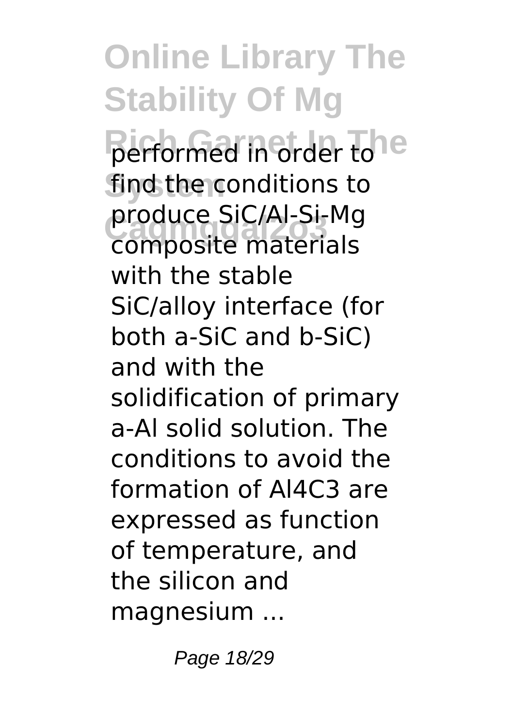performed in order to find the conditions to produce SiC/Al-Si-Mg composite materials with the stable SiC/alloy interface (for both a-SiC and b-SiC) and with the solidification of primary a-Al solid solution. The conditions to avoid the formation of $Al_4C_3$ are expressed as function of temperature, and the silicon and magnesium ...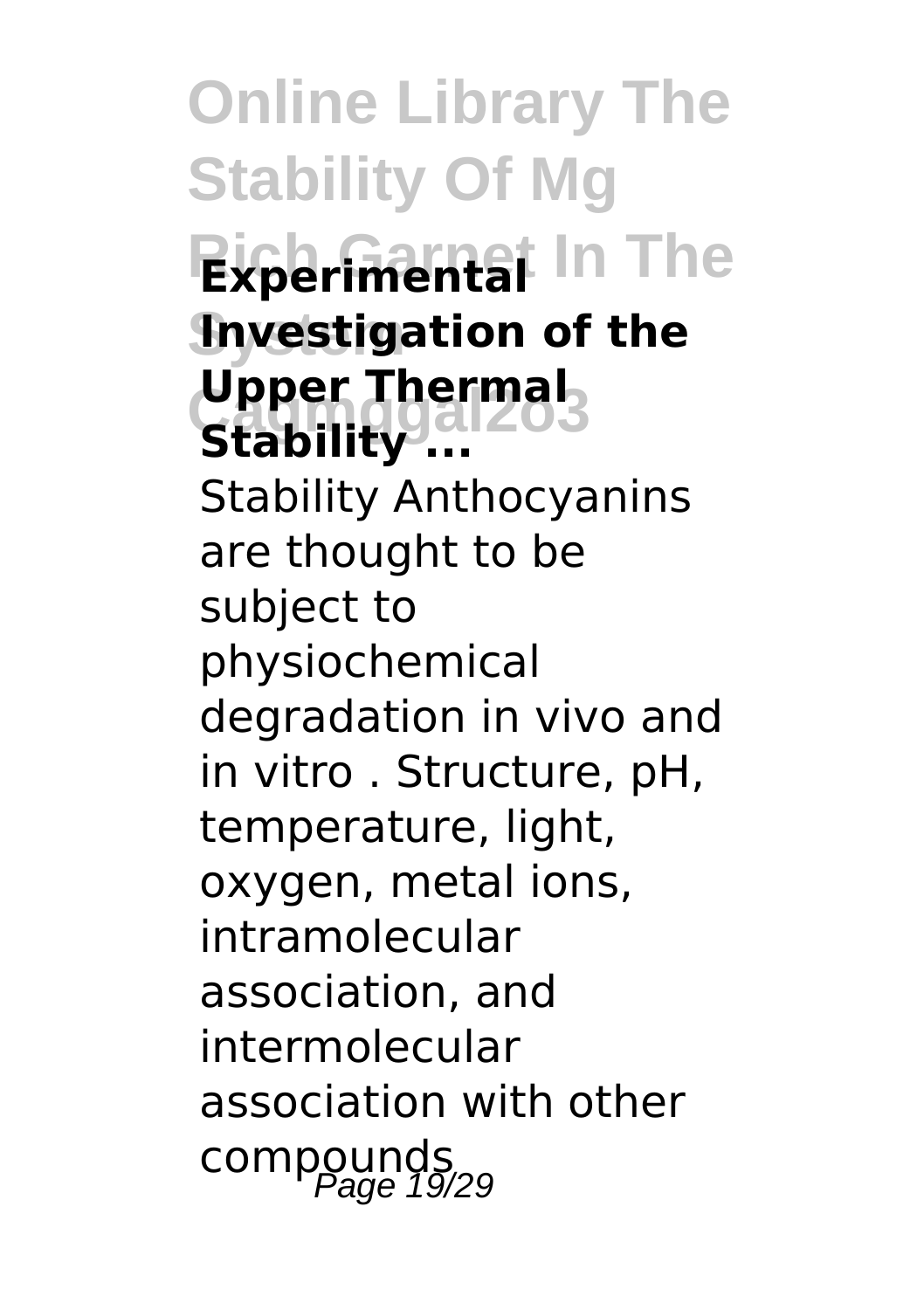**Experimental Investigation of the Upper Thermal Stability ...**

Stability Anthocyanins are thought to be subject to physiochemical degradation in vivo and in vitro . Structure, pH, temperature, light, oxygen, metal ions, intramolecular association, and intermolecular association with other compounds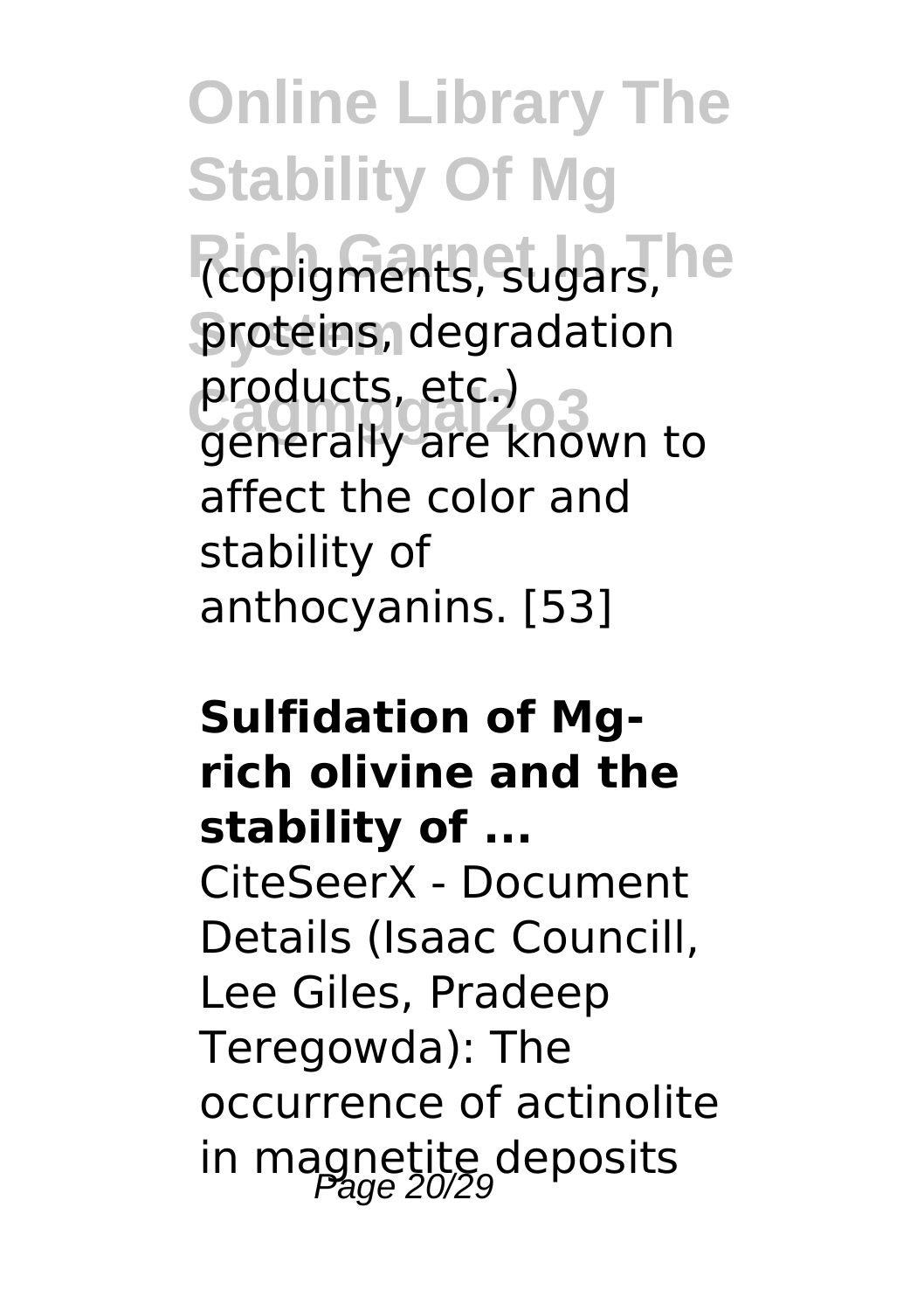(copigments, sugars, proteins, degradation products, etc.) generally are known to affect the color and stability of anthocyanins. [53]

**Sulfidation of Mg-rich olivine and the stability of ...**

CiteSeerX - Document Details (Isaac Councill, Lee Giles, Pradeep Teregowda): The occurrence of actinolite in magnetite deposits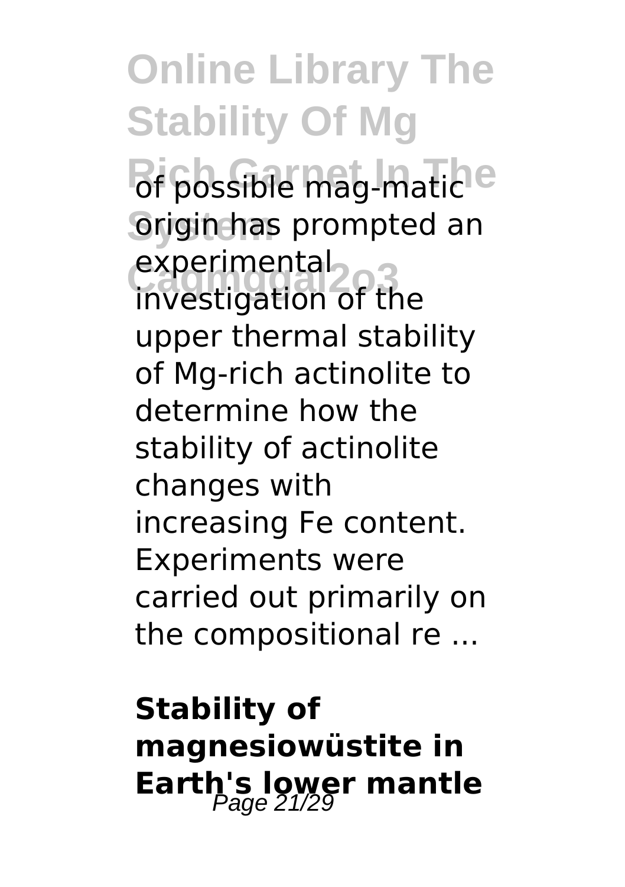of possible mag-matic origin has prompted an experimental investigation of the upper thermal stability of Mg-rich actinolite to determine how the stability of actinolite changes with increasing Fe content. Experiments were carried out primarily on the compositional re ...

## Stability of magnesiowüstite in Earth's lower mantle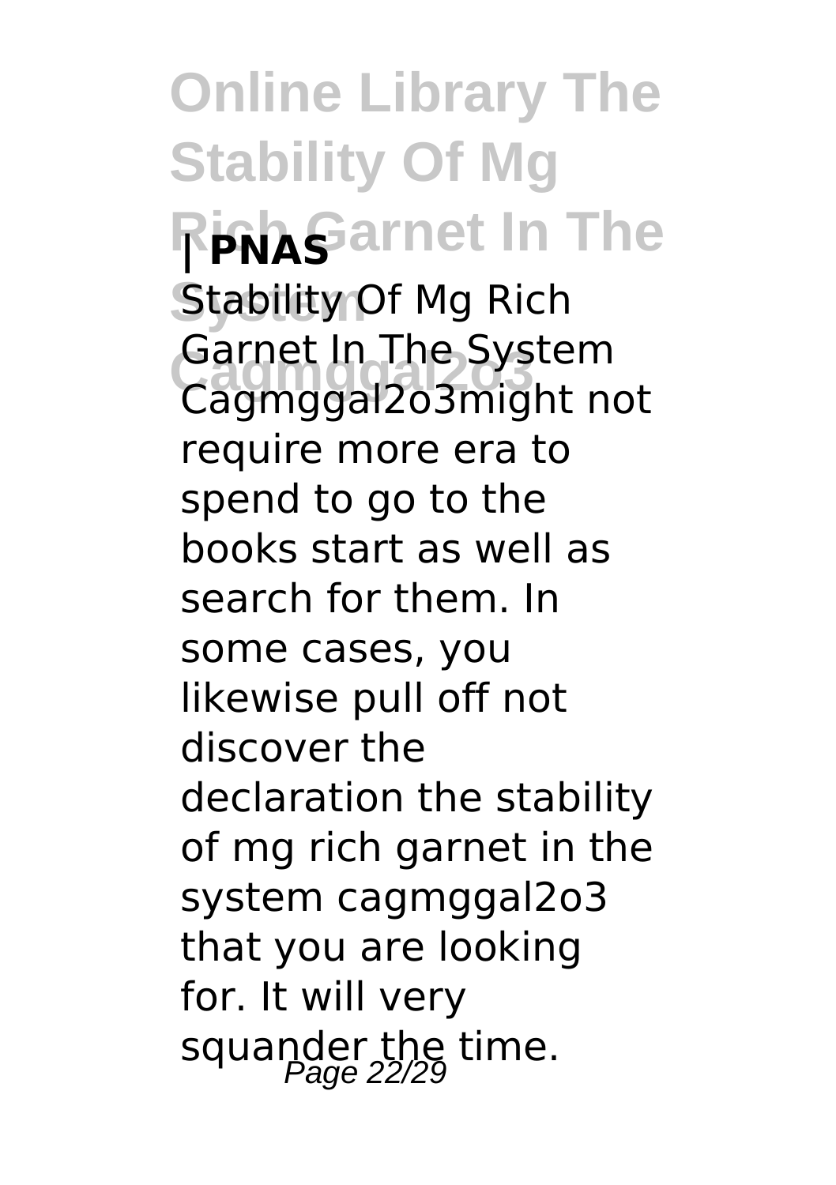**| PNAS**

Stability Of Mg Rich Garnet In The System Cagmggal2o3might not require more era to spend to go to the books start as well as search for them. In some cases, you likewise pull off not discover the declaration the stability of mg rich garnet in the system cagmggal2o3 that you are looking for. It will very squander the time.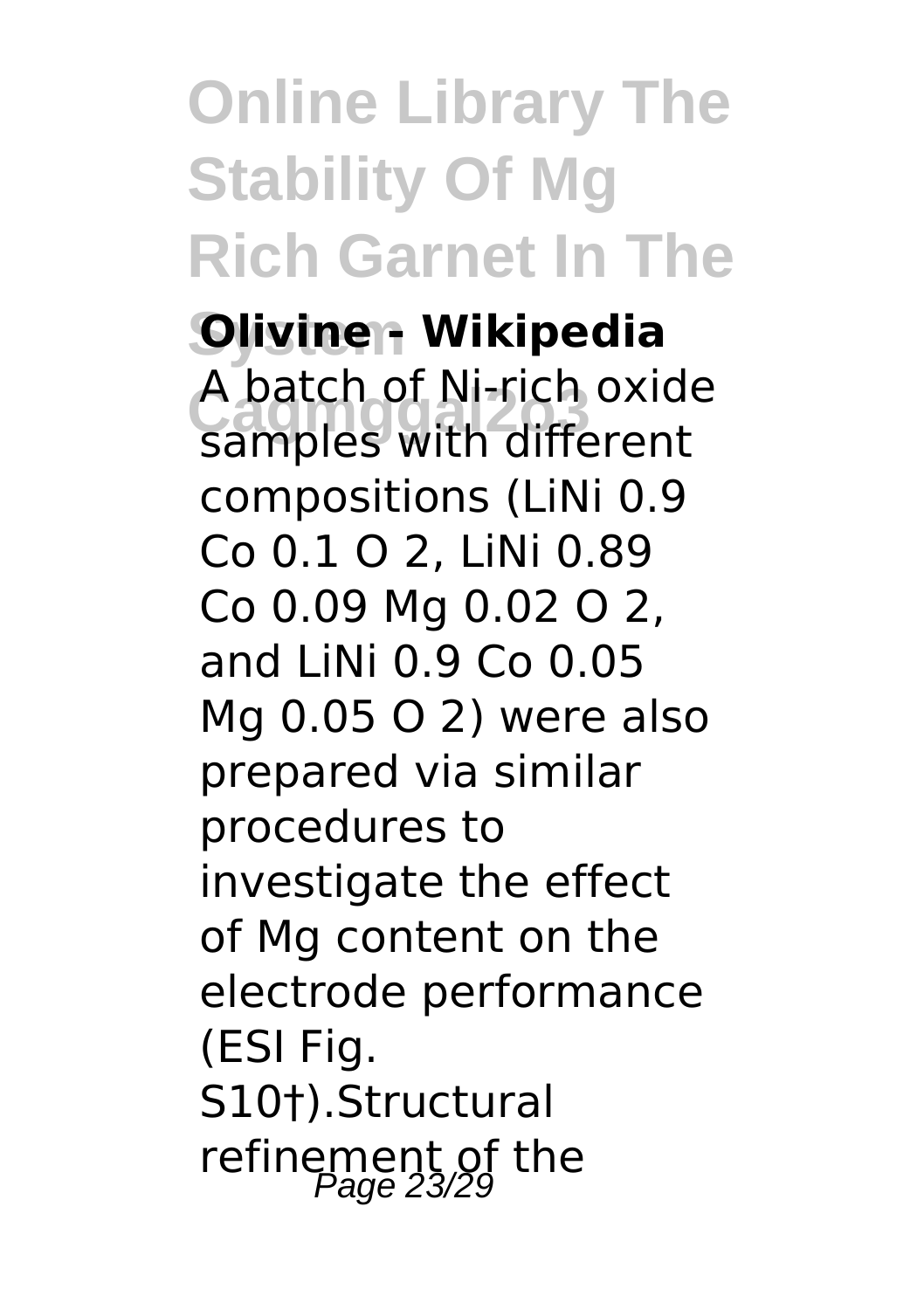**Olivine - Wikipedia**

A batch of Ni-rich oxide samples with different compositions ($LiNi_{0.9}Co_{0.1}O_2$, $LiNi_{0.89}Co_{0.09}Mg_{0.02}O_2$, and $LiNi_{0.9}Co_{0.05}Mg_{0.05}O_2$) were also prepared via similar procedures to investigate the effect of Mg content on the electrode performance (ESI Fig. S10†).Structural refinement of the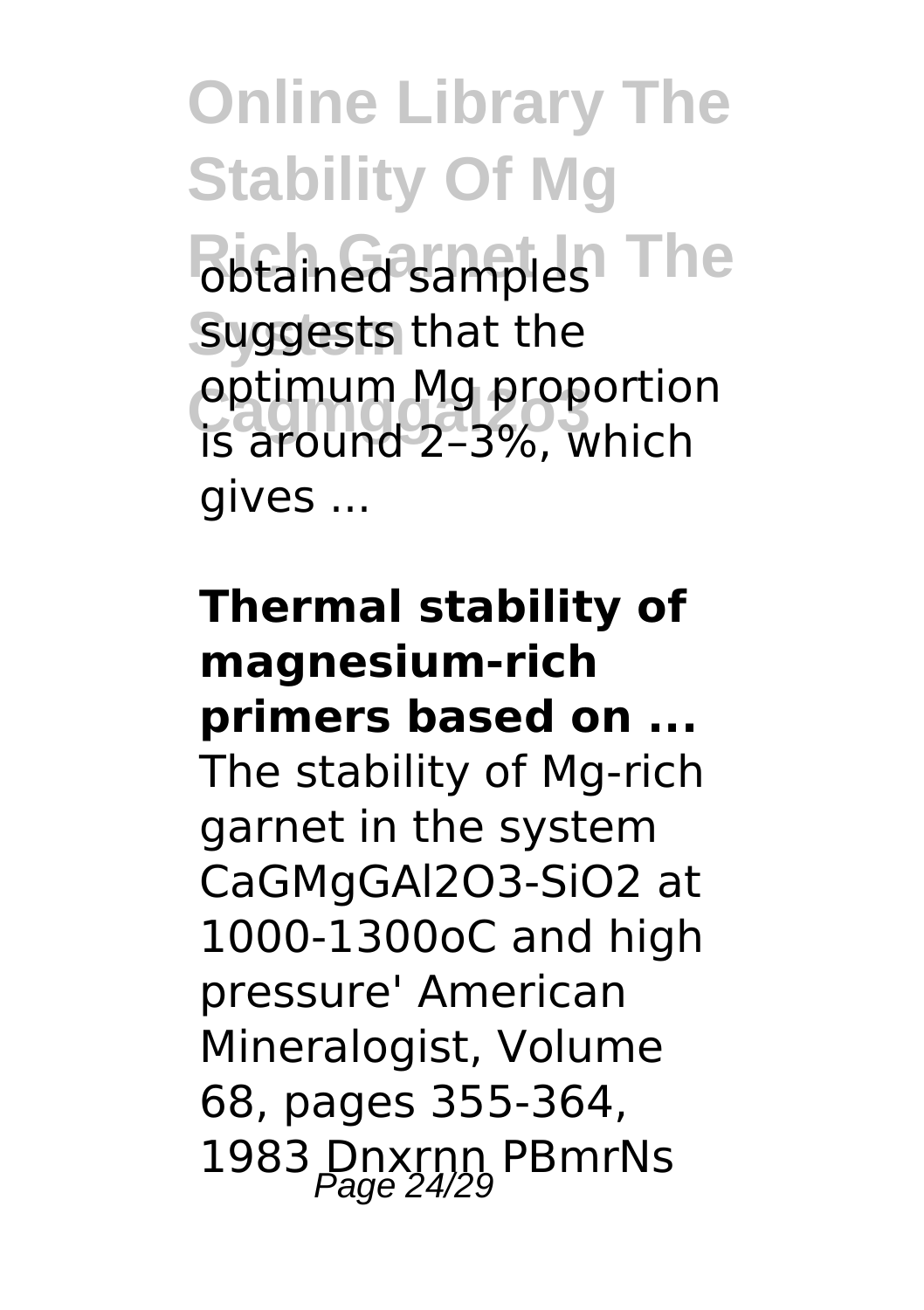obtained samples suggests that the optimum Mg proportion is around 2–3%, which gives ...

**Thermal stability of magnesium-rich primers based on ...**

The stability of Mg-rich garnet in the system CaGMgGAl2O3-SiO2 at 1000-1300oC and high pressure' American Mineralogist, Volume 68, pages 355-364, 1983 Dnxrnn PBmrNs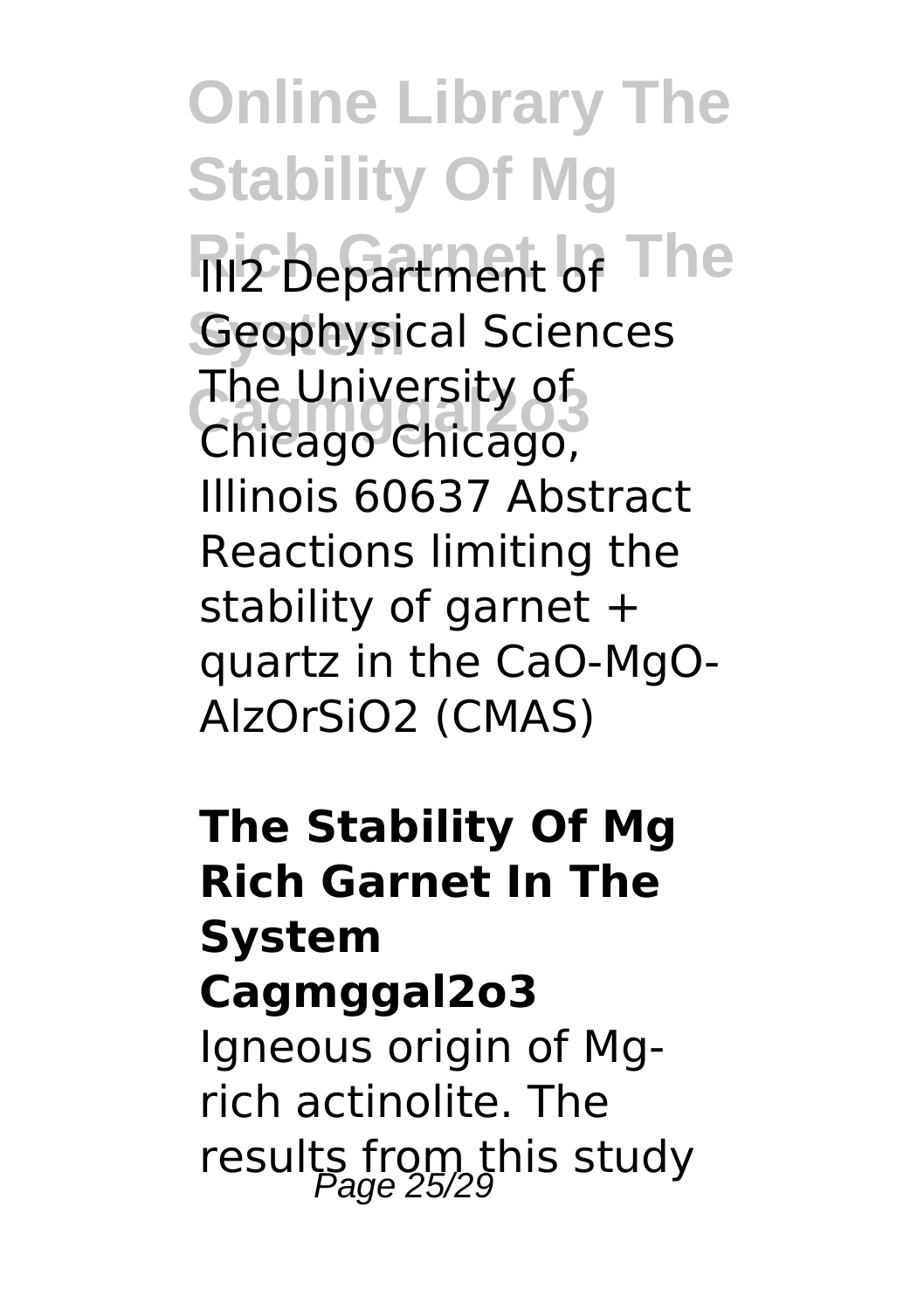lll2 Department of Geophysical Sciences The University of Chicago Chicago, Illinois 60637 Abstract Reactions limiting the stability of garnet + quartz in the CaO-MgO-AlzOrSiO2 (CMAS)

**The Stability Of Mg Rich Garnet In The System Cagmggal2o3**

Igneous origin of Mg-rich actinolite. The results from this study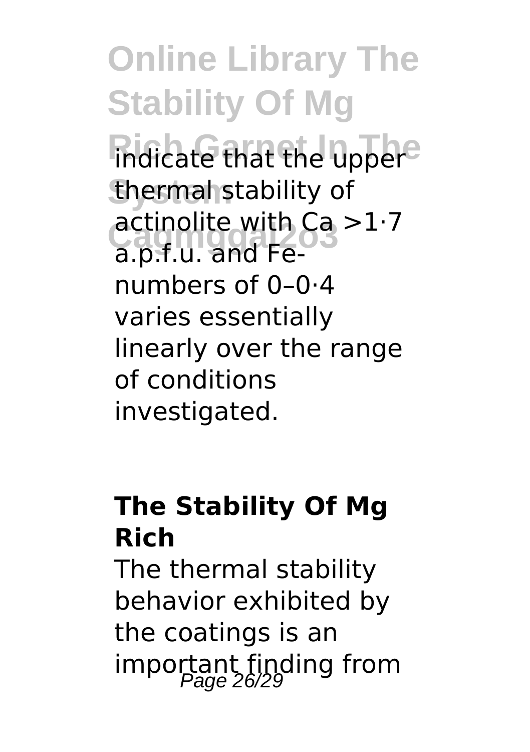indicate that the upper thermal stability of actinolite with Ca >1·7 a.p.f.u. and Fe-numbers of 0–0·4 varies essentially linearly over the range of conditions investigated.

## The Stability Of Mg Rich

The thermal stability behavior exhibited by the coatings is an important finding from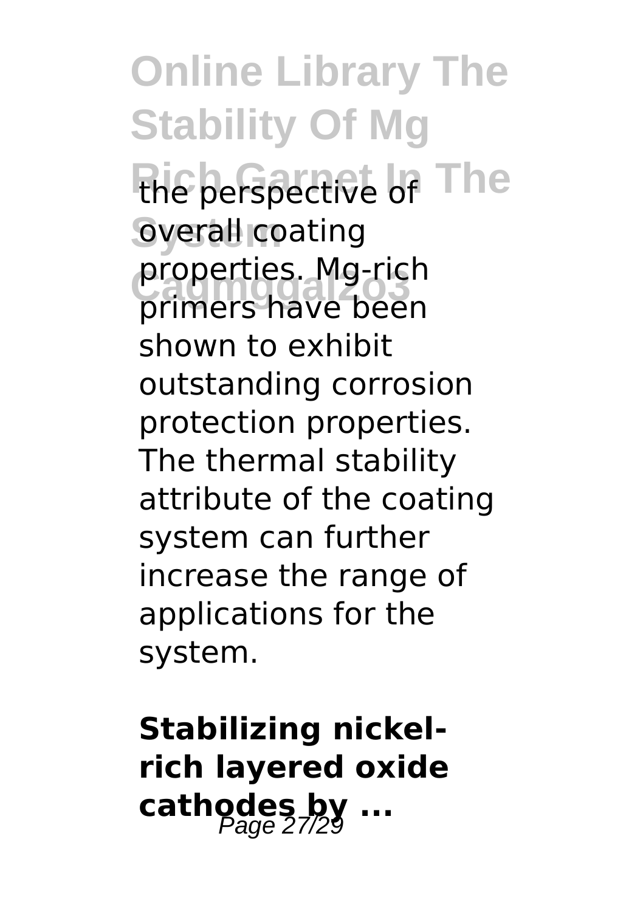the perspective of overall coating properties. Mg-rich primers have been shown to exhibit outstanding corrosion protection properties. The thermal stability attribute of the coating system can further increase the range of applications for the system.

**Stabilizing nickel-rich layered oxide cathodes by ...**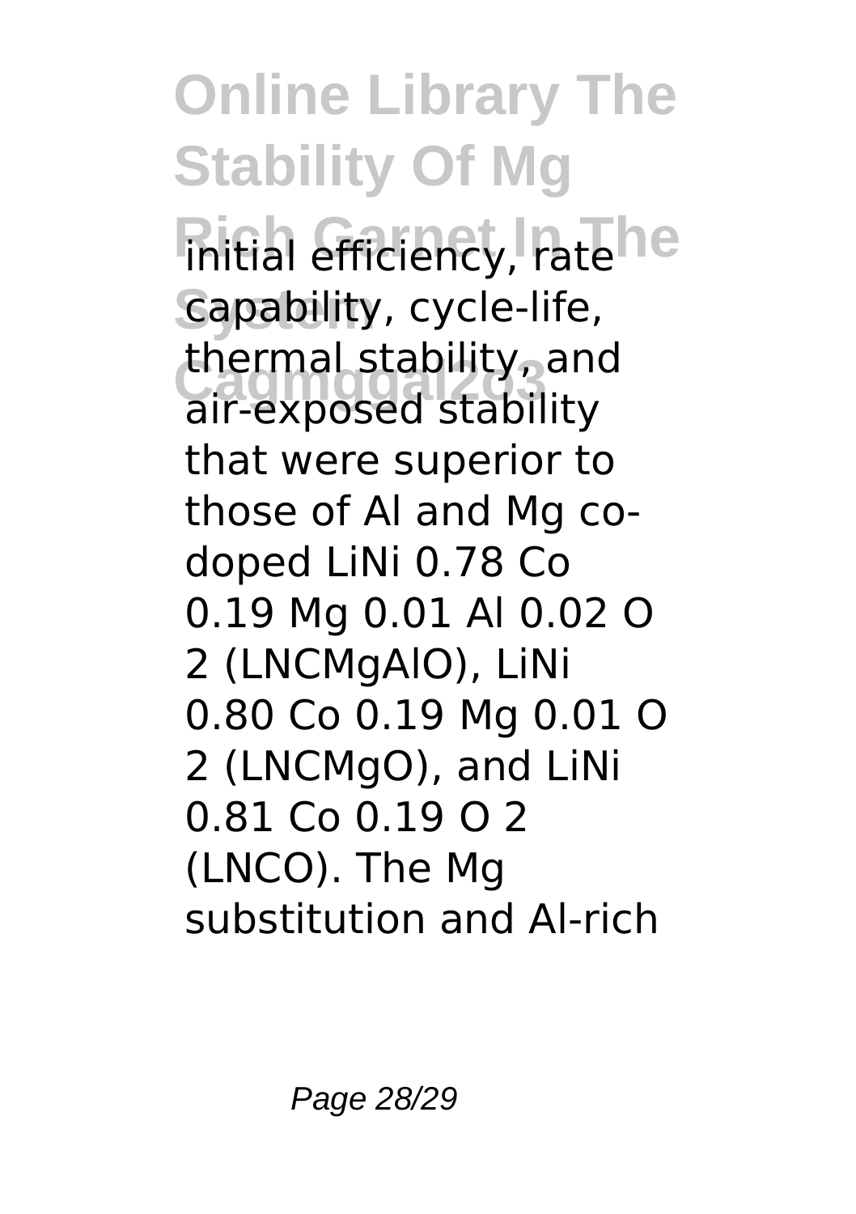initial efficiency, rate capability, cycle-life, thermal stability, and air-exposed stability that were superior to those of Al and Mg co-doped $LiNi_{0.78}Co_{0.19}Mg_{0.01}Al_{0.02}O_2$ (LNCMgAlO), $LiNi_{0.80}Co_{0.19}Mg_{0.01}O_2$ (LNCMgO), and $LiNi_{0.81}Co_{0.19}O_2$ (LNCO). The Mg substitution and Al-rich